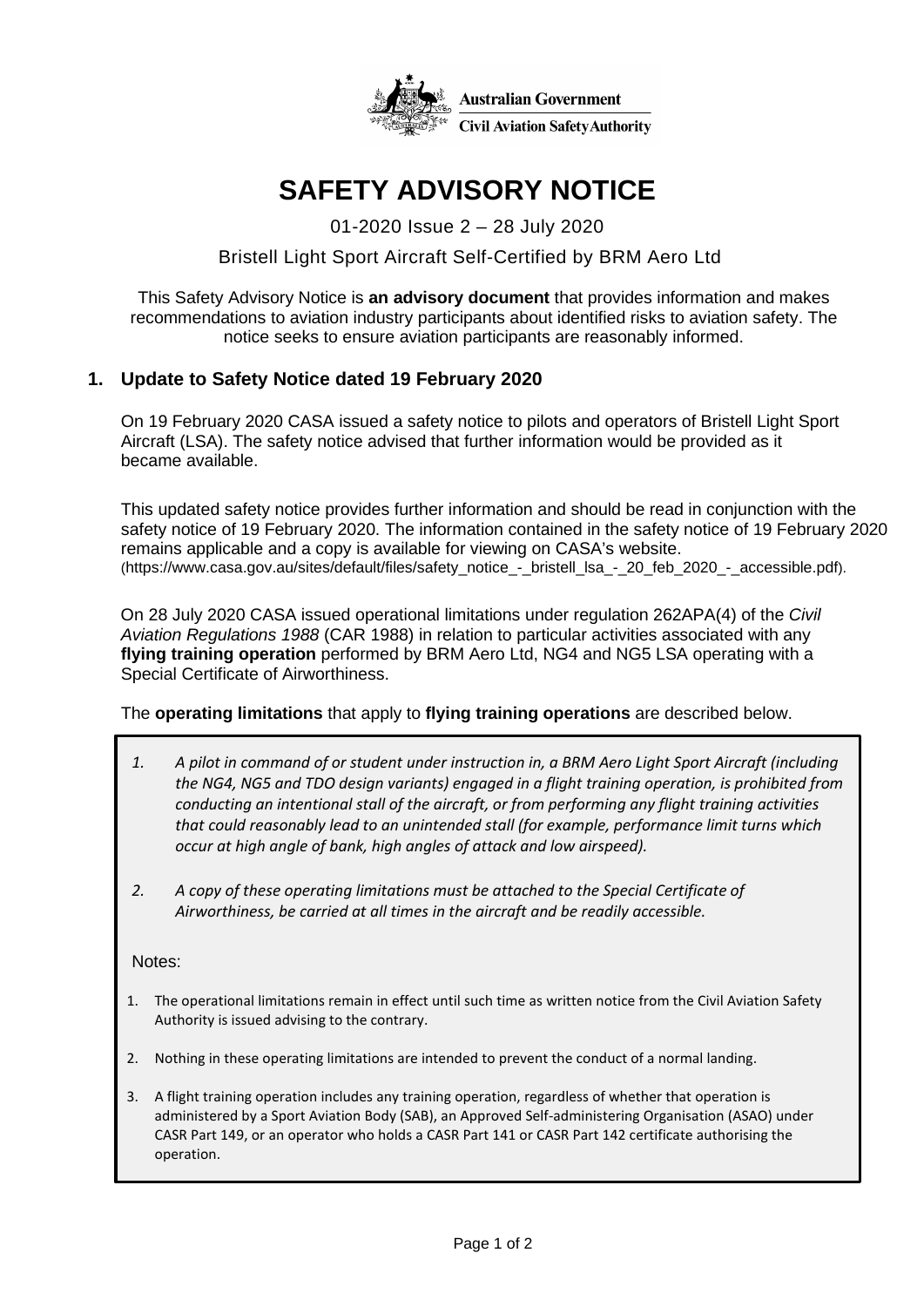Australian Government

Civil Aviation Safety Authority

# SAFETY ADVISORY NOTICE

01-2020 Issue 2 – 28 July 2020

Bristell Light Sport Aircraft Self-Certified by BRM Aero Ltd

This Safety Advisory Notice is **an advisory document** that provides information and makes recommendations to aviation industry participants about identified risks to aviation safety. The notice seeks to ensure aviation participants are reasonably informed.

## 1. Update to Safety Notice dated 19 February 2020

On 19 February 2020 CASA issued a safety notice to pilots and operators of Bristell Light Sport Aircraft (LSA). The safety notice advised that further information would be provided as it became available.

This updated safety notice provides further information and should be read in conjunction with the safety notice of 19 February 2020. The information contained in the safety notice of 19 February 2020 remains applicable and a copy is available for viewing on CASA's website. (https://www.casa.gov.au/sites/default/files/safety_notice_-_bristell_lsa_-_20_feb_2020_-_accessible.pdf).

On 28 July 2020 CASA issued operational limitations under regulation 262APA(4) of the *Civil Aviation Regulations 1988* (CAR 1988) in relation to particular activities associated with any **flying training operation** performed by BRM Aero Ltd, NG4 and NG5 LSA operating with a Special Certificate of Airworthiness.

The **operating limitations** that apply to **flying training operations** are described below.

> 1. *A pilot in command of or student under instruction in, a BRM Aero Light Sport Aircraft (including the NG4, NG5 and TDO design variants) engaged in a flight training operation, is prohibited from conducting an intentional stall of the aircraft, or from performing any flight training activities that could reasonably lead to an unintended stall (for example, performance limit turns which occur at high angle of bank, high angles of attack and low airspeed).*
>
> 2. *A copy of these operating limitations must be attached to the Special Certificate of Airworthiness, be carried at all times in the aircraft and be readily accessible.*
>
> Notes:
>
> 1. The operational limitations remain in effect until such time as written notice from the Civil Aviation Safety Authority is issued advising to the contrary.
> 2. Nothing in these operating limitations are intended to prevent the conduct of a normal landing.
> 3. A flight training operation includes any training operation, regardless of whether that operation is administered by a Sport Aviation Body (SAB), an Approved Self-administering Organisation (ASAO) under CASR Part 149, or an operator who holds a CASR Part 141 or CASR Part 142 certificate authorising the operation.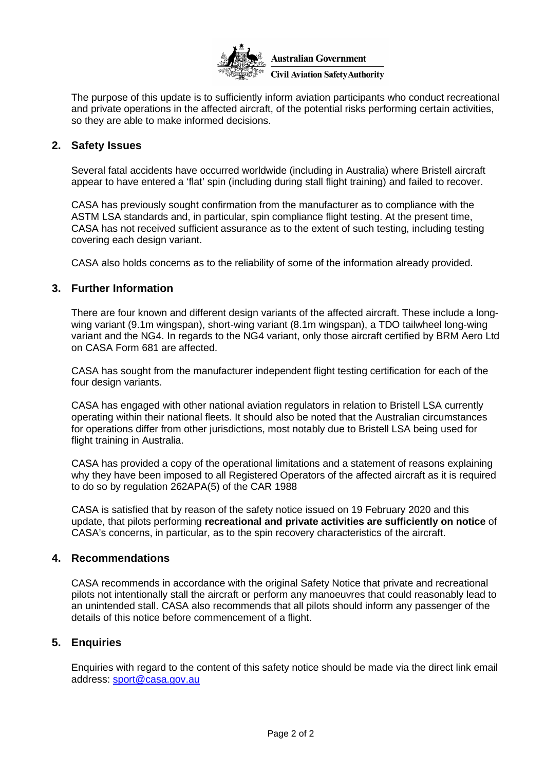The purpose of this update is to sufficiently inform aviation participants who conduct recreational and private operations in the affected aircraft, of the potential risks performing certain activities, so they are able to make informed decisions.

## 2. Safety Issues

Several fatal accidents have occurred worldwide (including in Australia) where Bristell aircraft appear to have entered a 'flat' spin (including during stall flight training) and failed to recover.

CASA has previously sought confirmation from the manufacturer as to compliance with the ASTM LSA standards and, in particular, spin compliance flight testing. At the present time, CASA has not received sufficient assurance as to the extent of such testing, including testing covering each design variant.

CASA also holds concerns as to the reliability of some of the information already provided.

## 3. Further Information

There are four known and different design variants of the affected aircraft. These include a long-wing variant (9.1m wingspan), short-wing variant (8.1m wingspan), a TDO tailwheel long-wing variant and the NG4. In regards to the NG4 variant, only those aircraft certified by BRM Aero Ltd on CASA Form 681 are affected.

CASA has sought from the manufacturer independent flight testing certification for each of the four design variants.

CASA has engaged with other national aviation regulators in relation to Bristell LSA currently operating within their national fleets. It should also be noted that the Australian circumstances for operations differ from other jurisdictions, most notably due to Bristell LSA being used for flight training in Australia.

CASA has provided a copy of the operational limitations and a statement of reasons explaining why they have been imposed to all Registered Operators of the affected aircraft as it is required to do so by regulation 262APA(5) of the CAR 1988

CASA is satisfied that by reason of the safety notice issued on 19 February 2020 and this update, that pilots performing **recreational and private activities are sufficiently on notice** of CASA's concerns, in particular, as to the spin recovery characteristics of the aircraft.

## 4. Recommendations

CASA recommends in accordance with the original Safety Notice that private and recreational pilots not intentionally stall the aircraft or perform any manoeuvres that could reasonably lead to an unintended stall. CASA also recommends that all pilots should inform any passenger of the details of this notice before commencement of a flight.

## 5. Enquiries

Enquiries with regard to the content of this safety notice should be made via the direct link email address: sport@casa.gov.au